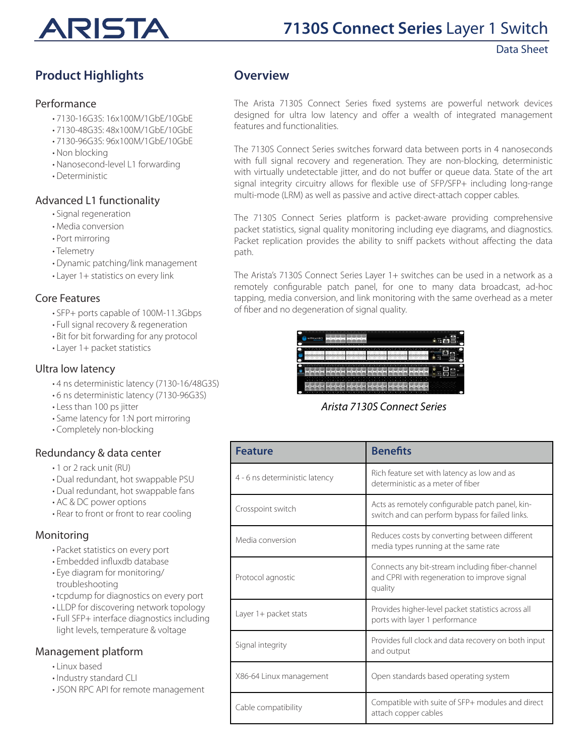# 7130S Connect Series Layer 1 Switch

Data Sheet

## Product Highlights

### Performance

- 7130-16G3S: 16x100M/1GbE/10GbE
- 7130-48G3S: 48x100M/1GbE/10GbE
- 7130-96G3S: 96x100M/1GbE/10GbE
- Non blocking
- Nanosecond-level L1 forwarding
- Deterministic

### Advanced L1 functionality

- Signal regeneration
- Media conversion
- Port mirroring
- Telemetry
- Dynamic patching/link management
- Layer 1+ statistics on every link

### Core Features

- SFP+ ports capable of 100M-11.3Gbps
- Full signal recovery & regeneration
- Bit for bit forwarding for any protocol
- Layer 1+ packet statistics

### Ultra low latency

- 4 ns deterministic latency (7130-16/48G3S)
- 6 ns deterministic latency (7130-96G3S)
- Less than 100 ps jitter
- Same latency for 1:N port mirroring
- Completely non-blocking

### Redundancy & data center

- 1 or 2 rack unit (RU)
- Dual redundant, hot swappable PSU
- Dual redundant, hot swappable fans
- AC & DC power options
- Rear to front or front to rear cooling

### Monitoring

- Packet statistics on every port
- Embedded influxdb database
- Eye diagram for monitoring/troubleshooting
- tcpdump for diagnostics on every port
- LLDP for discovering network topology
- Full SFP+ interface diagnostics including light levels, temperature & voltage

### Management platform

- Linux based
- Industry standard CLI
- JSON RPC API for remote management

## Overview

The Arista 7130S Connect Series fixed systems are powerful network devices designed for ultra low latency and offer a wealth of integrated management features and functionalities.

The 7130S Connect Series switches forward data between ports in 4 nanoseconds with full signal recovery and regeneration. They are non-blocking, deterministic with virtually undetectable jitter, and do not buffer or queue data. State of the art signal integrity circuitry allows for flexible use of SFP/SFP+ including long-range multi-mode (LRM) as well as passive and active direct-attach copper cables.

The 7130S Connect Series platform is packet-aware providing comprehensive packet statistics, signal quality monitoring including eye diagrams, and diagnostics. Packet replication provides the ability to sniff packets without affecting the data path.

The Arista's 7130S Connect Series Layer 1+ switches can be used in a network as a remotely configurable patch panel, for one to many data broadcast, ad-hoc tapping, media conversion, and link monitoring with the same overhead as a meter of fiber and no degeneration of signal quality.

*Arista 7130S Connect Series*

| Feature | Benefits |
| --- | --- |
| 4 - 6 ns deterministic latency | Rich feature set with latency as low and as deterministic as a meter of fiber |
| Crosspoint switch | Acts as remotely configurable patch panel, kin-switch and can perform bypass for failed links. |
| Media conversion | Reduces costs by converting between different media types running at the same rate |
| Protocol agnostic | Connects any bit-stream including fiber-channel and CPRI with regeneration to improve signal quality |
| Layer 1+ packet stats | Provides higher-level packet statistics across all ports with layer 1 performance |
| Signal integrity | Provides full clock and data recovery on both input and output |
| X86-64 Linux management | Open standards based operating system |
| Cable compatibility | Compatible with suite of SFP+ modules and direct attach copper cables |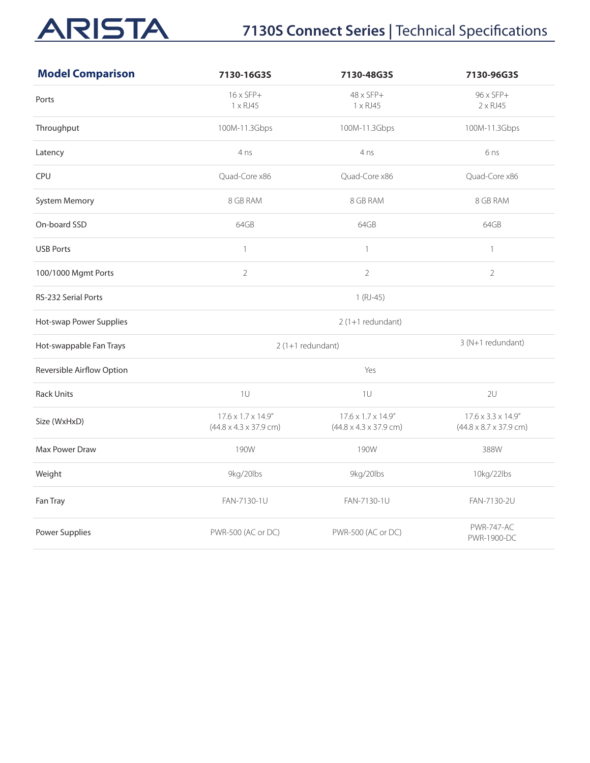| Model Comparison | 7130-16G3S | 7130-48G3S | 7130-96G3S |
|---|---|---|---|
| Ports | 16 x SFP+<br>1 x RJ45 | 48 x SFP+<br>1 x RJ45 | 96 x SFP+<br>2 x RJ45 |
| Throughput | 100M-11.3Gbps | 100M-11.3Gbps | 100M-11.3Gbps |
| Latency | 4 ns | 4 ns | 6 ns |
| CPU | Quad-Core x86 | Quad-Core x86 | Quad-Core x86 |
| System Memory | 8 GB RAM | 8 GB RAM | 8 GB RAM |
| On-board SSD | 64GB | 64GB | 64GB |
| USB Ports | 1 | 1 | 1 |
| 100/1000 Mgmt Ports | 2 | 2 | 2 |
| RS-232 Serial Ports | 1 (RJ-45) | | |
| Hot-swap Power Supplies | 2 (1+1 redundant) | | |
| Hot-swappable Fan Trays | 2 (1+1 redundant) | | 3 (N+1 redundant) |
| Reversible Airflow Option | Yes | | |
| Rack Units | 1U | 1U | 2U |
| Size (WxHxD) | 17.6 x 1.7 x 14.9"<br>(44.8 x 4.3 x 37.9 cm) | 17.6 x 1.7 x 14.9"<br>(44.8 x 4.3 x 37.9 cm) | 17.6 x 3.3 x 14.9"<br>(44.8 x 8.7 x 37.9 cm) |
| Max Power Draw | 190W | 190W | 388W |
| Weight | 9kg/20lbs | 9kg/20lbs | 10kg/22lbs |
| Fan Tray | FAN-7130-1U | FAN-7130-1U | FAN-7130-2U |
| Power Supplies | PWR-500 (AC or DC) | PWR-500 (AC or DC) | PWR-747-AC<br>PWR-1900-DC |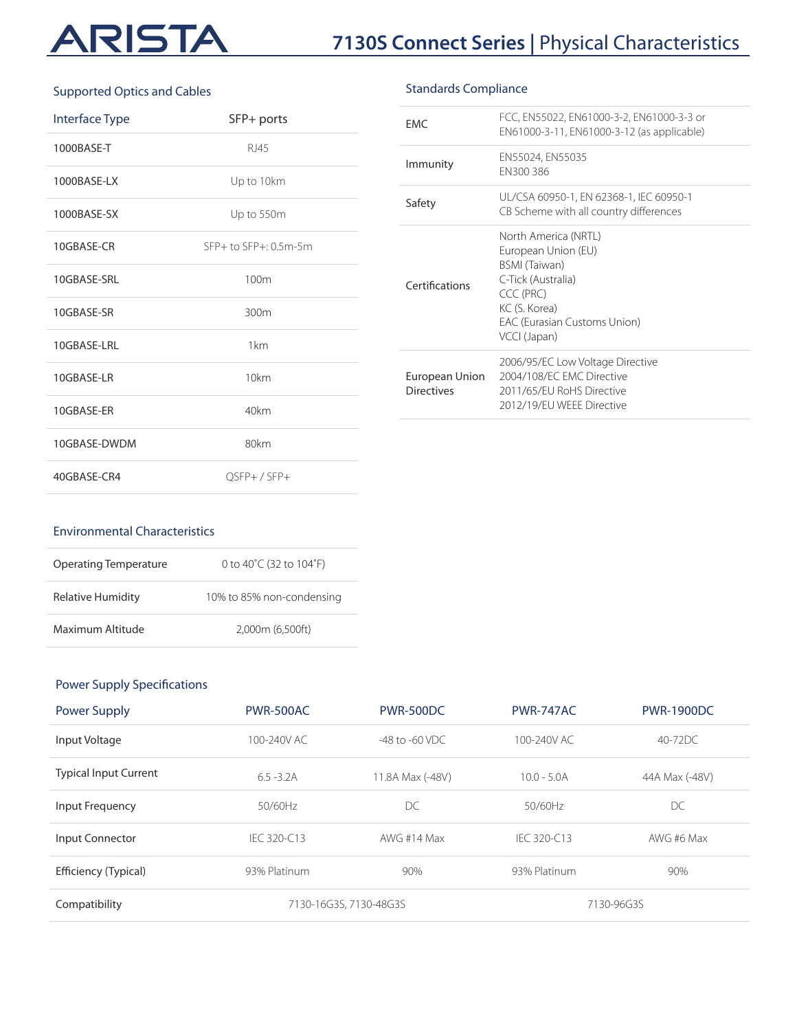## Supported Optics and Cables

| Interface Type | SFP+ ports |
| --- | --- |
| 1000BASE-T | RJ45 |
| 1000BASE-LX | Up to 10km |
| 1000BASE-SX | Up to 550m |
| 10GBASE-CR | SFP+ to SFP+: 0.5m-5m |
| 10GBASE-SRL | 100m |
| 10GBASE-SR | 300m |
| 10GBASE-LRL | 1km |
| 10GBASE-LR | 10km |
| 10GBASE-ER | 40km |
| 10GBASE-DWDM | 80km |
| 40GBASE-CR4 | QSFP+ / SFP+ |

## Standards Compliance

| | |
| --- | --- |
| EMC | FCC, EN55022, EN61000-3-2, EN61000-3-3 or EN61000-3-11, EN61000-3-12 (as applicable) |
| Immunity | EN55024, EN55035<br>EN300 386 |
| Safety | UL/CSA 60950-1, EN 62368-1, IEC 60950-1<br>CB Scheme with all country differences |
| Certifications | North America (NRTL)<br>European Union (EU)<br>BSMI (Taiwan)<br>C-Tick (Australia)<br>CCC (PRC)<br>KC (S. Korea)<br>EAC (Eurasian Customs Union)<br>VCCI (Japan) |
| European Union Directives | 2006/95/EC Low Voltage Directive<br>2004/108/EC EMC Directive<br>2011/65/EU RoHS Directive<br>2012/19/EU WEEE Directive |

## Environmental Characteristics

| | |
| --- | --- |
| Operating Temperature | 0 to 40˚C (32 to 104˚F) |
| Relative Humidity | 10% to 85% non-condensing |
| Maximum Altitude | 2,000m (6,500ft) |

## Power Supply Specifications

| Power Supply | PWR-500AC | PWR-500DC | PWR-747AC | PWR-1900DC |
| --- | --- | --- | --- | --- |
| Input Voltage | 100-240V AC | -48 to -60 VDC | 100-240V AC | 40-72DC |
| Typical Input Current | 6.5 -3.2A | 11.8A Max (-48V) | 10.0 - 5.0A | 44A Max (-48V) |
| Input Frequency | 50/60Hz | DC | 50/60Hz | DC |
| Input Connector | IEC 320-C13 | AWG #14 Max | IEC 320-C13 | AWG #6 Max |
| Efficiency (Typical) | 93% Platinum | 90% | 93% Platinum | 90% |
| Compatibility | 7130-16G3S, 7130-48G3S | | 7130-96G3S | |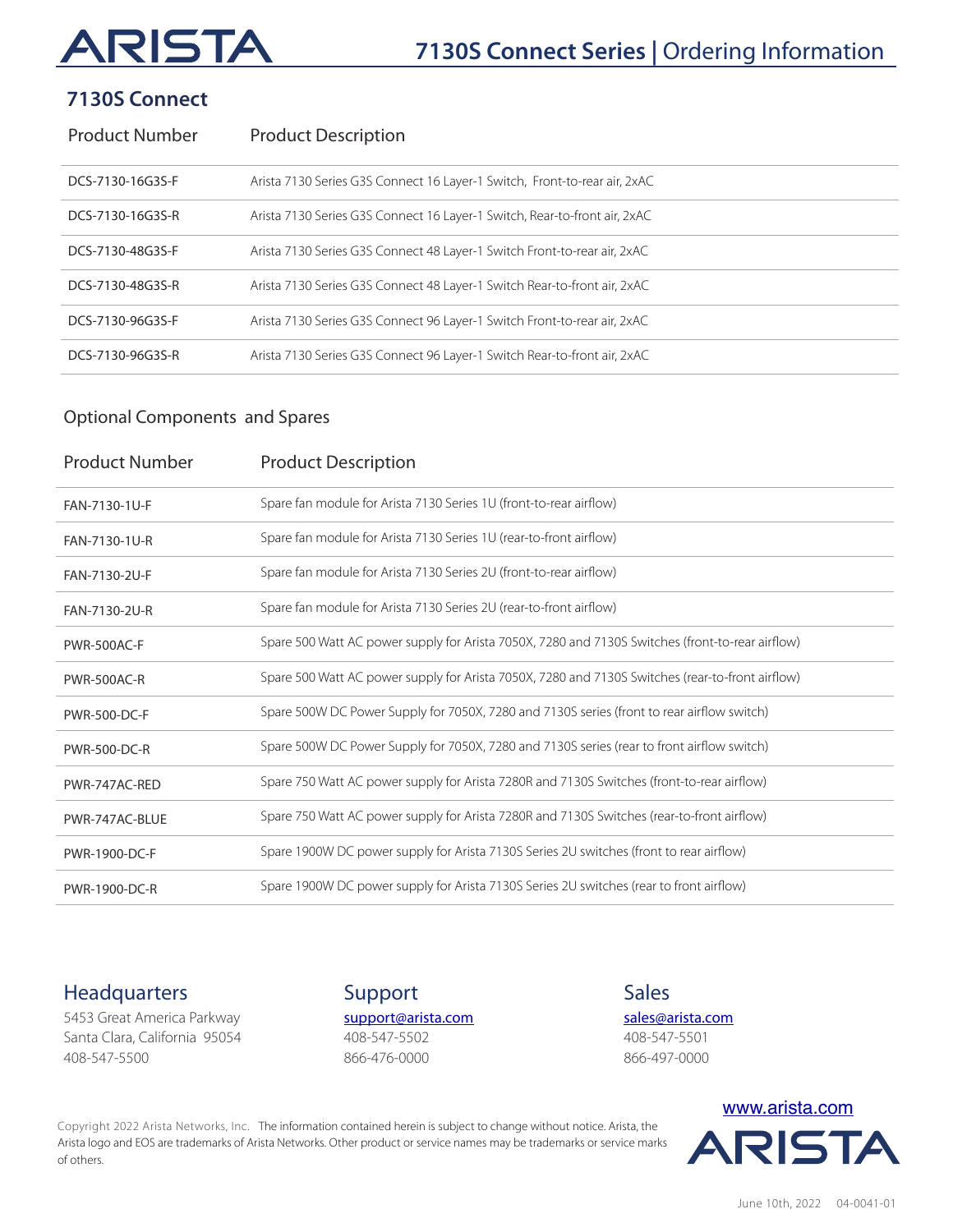## 7130S Connect

| Product Number | Product Description |
|---|---|
| DCS-7130-16G3S-F | Arista 7130 Series G3S Connect 16 Layer-1 Switch, Front-to-rear air, 2xAC |
| DCS-7130-16G3S-R | Arista 7130 Series G3S Connect 16 Layer-1 Switch, Rear-to-front air, 2xAC |
| DCS-7130-48G3S-F | Arista 7130 Series G3S Connect 48 Layer-1 Switch Front-to-rear air, 2xAC |
| DCS-7130-48G3S-R | Arista 7130 Series G3S Connect 48 Layer-1 Switch Rear-to-front air, 2xAC |
| DCS-7130-96G3S-F | Arista 7130 Series G3S Connect 96 Layer-1 Switch Front-to-rear air, 2xAC |
| DCS-7130-96G3S-R | Arista 7130 Series G3S Connect 96 Layer-1 Switch Rear-to-front air, 2xAC |

### Optional Components and Spares

| Product Number | Product Description |
|---|---|
| FAN-7130-1U-F | Spare fan module for Arista 7130 Series 1U (front-to-rear airflow) |
| FAN-7130-1U-R | Spare fan module for Arista 7130 Series 1U (rear-to-front airflow) |
| FAN-7130-2U-F | Spare fan module for Arista 7130 Series 2U (front-to-rear airflow) |
| FAN-7130-2U-R | Spare fan module for Arista 7130 Series 2U (rear-to-front airflow) |
| PWR-500AC-F | Spare 500 Watt AC power supply for Arista 7050X, 7280 and 7130S Switches (front-to-rear airflow) |
| PWR-500AC-R | Spare 500 Watt AC power supply for Arista 7050X, 7280 and 7130S Switches (rear-to-front airflow) |
| PWR-500-DC-F | Spare 500W DC Power Supply for 7050X, 7280 and 7130S series (front to rear airflow switch) |
| PWR-500-DC-R | Spare 500W DC Power Supply for 7050X, 7280 and 7130S series (rear to front airflow switch) |
| PWR-747AC-RED | Spare 750 Watt AC power supply for Arista 7280R and 7130S Switches (front-to-rear airflow) |
| PWR-747AC-BLUE | Spare 750 Watt AC power supply for Arista 7280R and 7130S Switches (rear-to-front airflow) |
| PWR-1900-DC-F | Spare 1900W DC power supply for Arista 7130S Series 2U switches (front to rear airflow) |
| PWR-1900-DC-R | Spare 1900W DC power supply for Arista 7130S Series 2U switches (rear to front airflow) |

### Headquarters

5453 Great America Parkway
Santa Clara, California 95054
408-547-5500

### Support

support@arista.com
408-547-5502
866-476-0000

### Sales

sales@arista.com
408-547-5501
866-497-0000

www.arista.com

Copyright 2022 Arista Networks, Inc. The information contained herein is subject to change without notice. Arista, the Arista logo and EOS are trademarks of Arista Networks. Other product or service names may be trademarks or service marks of others.

June 10th, 2022 04-0041-01